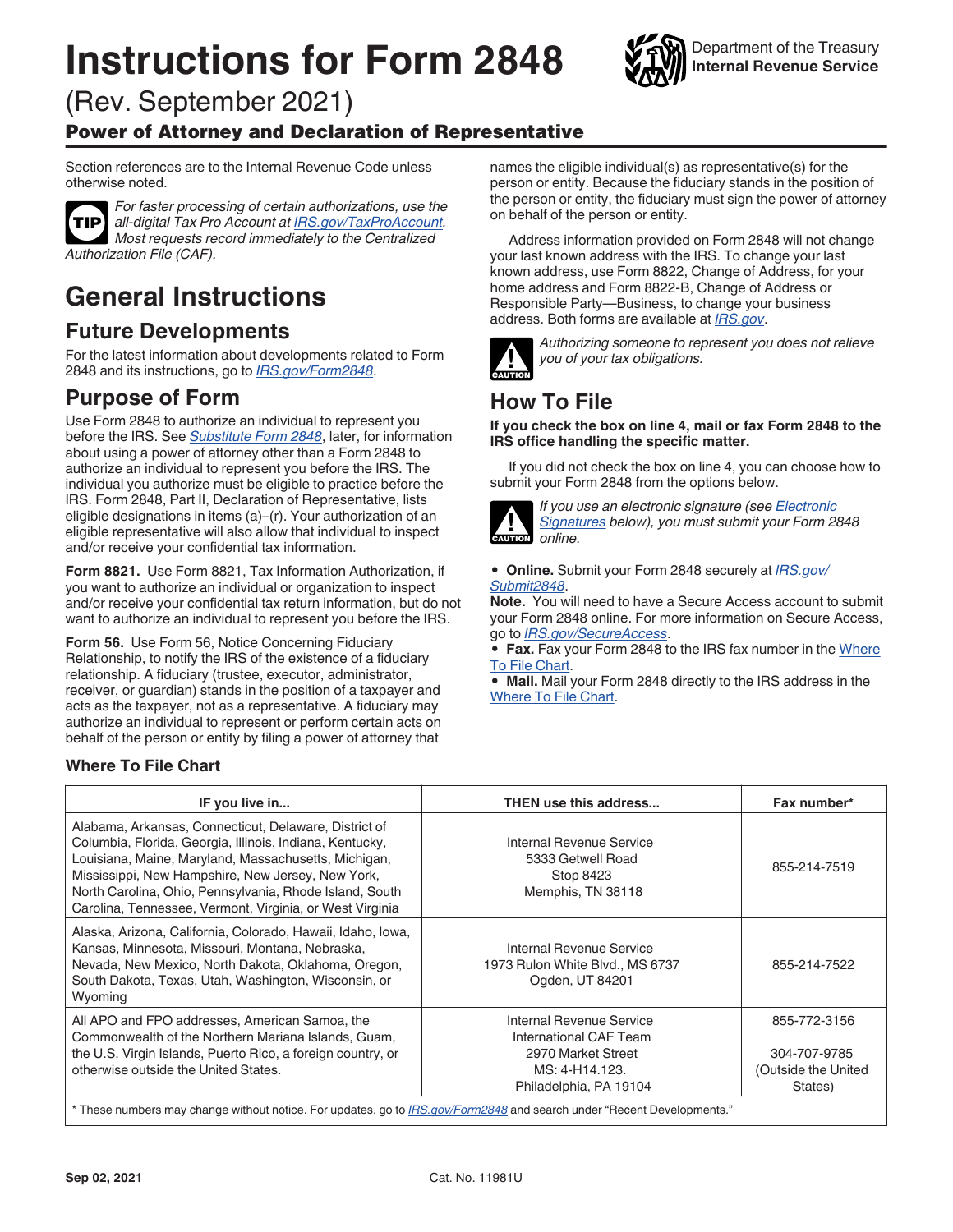# Instructions for Form 2848

Department of the Treasury
Internal Revenue Service

(Rev. September 2021)

**Power of Attorney and Declaration of Representative**

Section references are to the Internal Revenue Code unless otherwise noted.

**TIP** *For faster processing of certain authorizations, use the all-digital Tax Pro Account at IRS.gov/TaxProAccount. Most requests record immediately to the Centralized Authorization File (CAF).*

# General Instructions

## Future Developments

For the latest information about developments related to Form 2848 and its instructions, go to *IRS.gov/Form2848*.

## Purpose of Form

Use Form 2848 to authorize an individual to represent you before the IRS. See *Substitute Form 2848*, later, for information about using a power of attorney other than a Form 2848 to authorize an individual to represent you before the IRS. The individual you authorize must be eligible to practice before the IRS. Form 2848, Part II, Declaration of Representative, lists eligible designations in items (a)–(r). Your authorization of an eligible representative will also allow that individual to inspect and/or receive your confidential tax information.

**Form 8821.** Use Form 8821, Tax Information Authorization, if you want to authorize an individual or organization to inspect and/or receive your confidential tax return information, but do not want to authorize an individual to represent you before the IRS.

**Form 56.** Use Form 56, Notice Concerning Fiduciary Relationship, to notify the IRS of the existence of a fiduciary relationship. A fiduciary (trustee, executor, administrator, receiver, or guardian) stands in the position of a taxpayer and acts as the taxpayer, not as a representative. A fiduciary may authorize an individual to represent or perform certain acts on behalf of the person or entity by filing a power of attorney that names the eligible individual(s) as representative(s) for the person or entity. Because the fiduciary stands in the position of the person or entity, the fiduciary must sign the power of attorney on behalf of the person or entity.

Address information provided on Form 2848 will not change your last known address with the IRS. To change your last known address, use Form 8822, Change of Address, for your home address and Form 8822-B, Change of Address or Responsible Party—Business, to change your business address. Both forms are available at *IRS.gov*.

**CAUTION** *Authorizing someone to represent you does not relieve you of your tax obligations.*

## How To File

**If you check the box on line 4, mail or fax Form 2848 to the IRS office handling the specific matter.**

If you did not check the box on line 4, you can choose how to submit your Form 2848 from the options below.

**CAUTION** *If you use an electronic signature (see Electronic Signatures below), you must submit your Form 2848 online.*

- **Online.** Submit your Form 2848 securely at *IRS.gov/Submit2848*.

**Note.** You will need to have a Secure Access account to submit your Form 2848 online. For more information on Secure Access, go to *IRS.gov/SecureAccess*.

- **Fax.** Fax your Form 2848 to the IRS fax number in the Where To File Chart.
- **Mail.** Mail your Form 2848 directly to the IRS address in the Where To File Chart.

### Where To File Chart

| IF you live in... | THEN use this address... | Fax number* |
| --- | --- | --- |
| Alabama, Arkansas, Connecticut, Delaware, District of Columbia, Florida, Georgia, Illinois, Indiana, Kentucky, Louisiana, Maine, Maryland, Massachusetts, Michigan, Mississippi, New Hampshire, New Jersey, New York, North Carolina, Ohio, Pennsylvania, Rhode Island, South Carolina, Tennessee, Vermont, Virginia, or West Virginia | Internal Revenue Service<br>5333 Getwell Road<br>Stop 8423<br>Memphis, TN 38118 | 855-214-7519 |
| Alaska, Arizona, California, Colorado, Hawaii, Idaho, Iowa, Kansas, Minnesota, Missouri, Montana, Nebraska, Nevada, New Mexico, North Dakota, Oklahoma, Oregon, South Dakota, Texas, Utah, Washington, Wisconsin, or Wyoming | Internal Revenue Service<br>1973 Rulon White Blvd., MS 6737<br>Ogden, UT 84201 | 855-214-7522 |
| All APO and FPO addresses, American Samoa, the Commonwealth of the Northern Mariana Islands, Guam, the U.S. Virgin Islands, Puerto Rico, a foreign country, or otherwise outside the United States. | Internal Revenue Service<br>International CAF Team<br>2970 Market Street<br>MS: 4-H14.123.<br>Philadelphia, PA 19104 | 855-772-3156<br><br>304-707-9785<br>(Outside the United States) |

\* These numbers may change without notice. For updates, go to *IRS.gov/Form2848* and search under "Recent Developments."

Sep 02, 2021 Cat. No. 11981U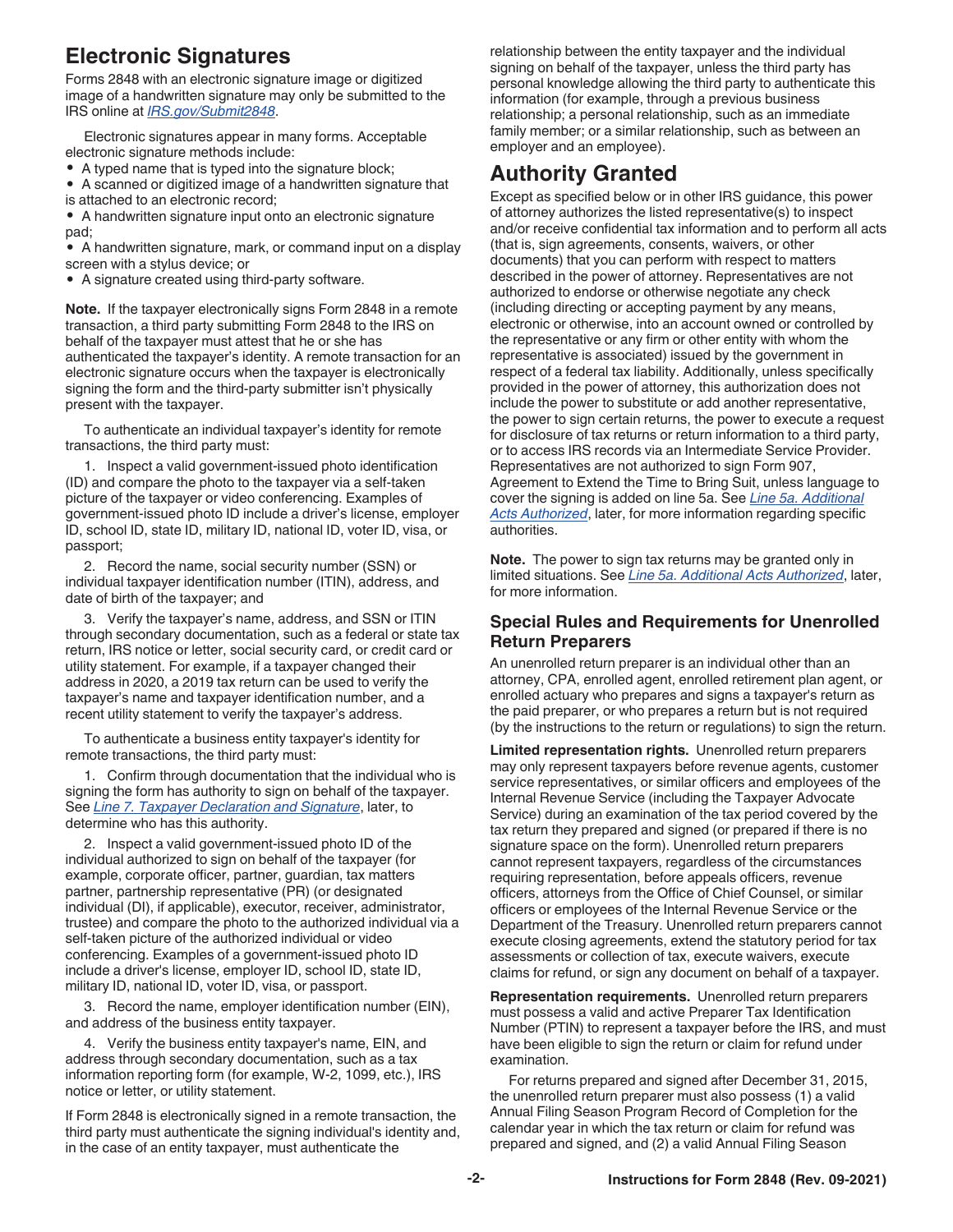## Electronic Signatures

Forms 2848 with an electronic signature image or digitized image of a handwritten signature may only be submitted to the IRS online at *IRS.gov/Submit2848*.

Electronic signatures appear in many forms. Acceptable electronic signature methods include:

- A typed name that is typed into the signature block;
- A scanned or digitized image of a handwritten signature that is attached to an electronic record;
- A handwritten signature input onto an electronic signature pad;
- A handwritten signature, mark, or command input on a display screen with a stylus device; or
- A signature created using third-party software.

**Note.** If the taxpayer electronically signs Form 2848 in a remote transaction, a third party submitting Form 2848 to the IRS on behalf of the taxpayer must attest that he or she has authenticated the taxpayer's identity. A remote transaction for an electronic signature occurs when the taxpayer is electronically signing the form and the third-party submitter isn't physically present with the taxpayer.

To authenticate an individual taxpayer's identity for remote transactions, the third party must:

1. Inspect a valid government-issued photo identification (ID) and compare the photo to the taxpayer via a self-taken picture of the taxpayer or video conferencing. Examples of government-issued photo ID include a driver's license, employer ID, school ID, state ID, military ID, national ID, voter ID, visa, or passport;
2. Record the name, social security number (SSN) or individual taxpayer identification number (ITIN), address, and date of birth of the taxpayer; and
3. Verify the taxpayer's name, address, and SSN or ITIN through secondary documentation, such as a federal or state tax return, IRS notice or letter, social security card, or credit card or utility statement. For example, if a taxpayer changed their address in 2020, a 2019 tax return can be used to verify the taxpayer's name and taxpayer identification number, and a recent utility statement to verify the taxpayer's address.

To authenticate a business entity taxpayer's identity for remote transactions, the third party must:

1. Confirm through documentation that the individual who is signing the form has authority to sign on behalf of the taxpayer. See *Line 7. Taxpayer Declaration and Signature*, later, to determine who has this authority.
2. Inspect a valid government-issued photo ID of the individual authorized to sign on behalf of the taxpayer (for example, corporate officer, partner, guardian, tax matters partner, partnership representative (PR) (or designated individual (DI), if applicable), executor, receiver, administrator, trustee) and compare the photo to the authorized individual via a self-taken picture of the authorized individual or video conferencing. Examples of a government-issued photo ID include a driver's license, employer ID, school ID, state ID, military ID, national ID, voter ID, visa, or passport.
3. Record the name, employer identification number (EIN), and address of the business entity taxpayer.
4. Verify the business entity taxpayer's name, EIN, and address through secondary documentation, such as a tax information reporting form (for example, W-2, 1099, etc.), IRS notice or letter, or utility statement.

If Form 2848 is electronically signed in a remote transaction, the third party must authenticate the signing individual's identity and, in the case of an entity taxpayer, must authenticate the relationship between the entity taxpayer and the individual signing on behalf of the taxpayer, unless the third party has personal knowledge allowing the third party to authenticate this information (for example, through a previous business relationship; a personal relationship, such as an immediate family member; or a similar relationship, such as between an employer and an employee).

## Authority Granted

Except as specified below or in other IRS guidance, this power of attorney authorizes the listed representative(s) to inspect and/or receive confidential tax information and to perform all acts (that is, sign agreements, consents, waivers, or other documents) that you can perform with respect to matters described in the power of attorney. Representatives are not authorized to endorse or otherwise negotiate any check (including directing or accepting payment by any means, electronic or otherwise, into an account owned or controlled by the representative or any firm or other entity with whom the representative is associated) issued by the government in respect of a federal tax liability. Additionally, unless specifically provided in the power of attorney, this authorization does not include the power to substitute or add another representative, the power to sign certain returns, the power to execute a request for disclosure of tax returns or return information to a third party, or to access IRS records via an Intermediate Service Provider. Representatives are not authorized to sign Form 907, Agreement to Extend the Time to Bring Suit, unless language to cover the signing is added on line 5a. See *Line 5a. Additional Acts Authorized*, later, for more information regarding specific authorities.

**Note.** The power to sign tax returns may be granted only in limited situations. See *Line 5a. Additional Acts Authorized*, later, for more information.

### Special Rules and Requirements for Unenrolled Return Preparers

An unenrolled return preparer is an individual other than an attorney, CPA, enrolled agent, enrolled retirement plan agent, or enrolled actuary who prepares and signs a taxpayer's return as the paid preparer, or who prepares a return but is not required (by the instructions to the return or regulations) to sign the return.

**Limited representation rights.** Unenrolled return preparers may only represent taxpayers before revenue agents, customer service representatives, or similar officers and employees of the Internal Revenue Service (including the Taxpayer Advocate Service) during an examination of the tax period covered by the tax return they prepared and signed (or prepared if there is no signature space on the form). Unenrolled return preparers cannot represent taxpayers, regardless of the circumstances requiring representation, before appeals officers, revenue officers, attorneys from the Office of Chief Counsel, or similar officers or employees of the Internal Revenue Service or the Department of the Treasury. Unenrolled return preparers cannot execute closing agreements, extend the statutory period for tax assessments or collection of tax, execute waivers, execute claims for refund, or sign any document on behalf of a taxpayer.

**Representation requirements.** Unenrolled return preparers must possess a valid and active Preparer Tax Identification Number (PTIN) to represent a taxpayer before the IRS, and must have been eligible to sign the return or claim for refund under examination.

For returns prepared and signed after December 31, 2015, the unenrolled return preparer must also possess (1) a valid Annual Filing Season Program Record of Completion for the calendar year in which the tax return or claim for refund was prepared and signed, and (2) a valid Annual Filing Season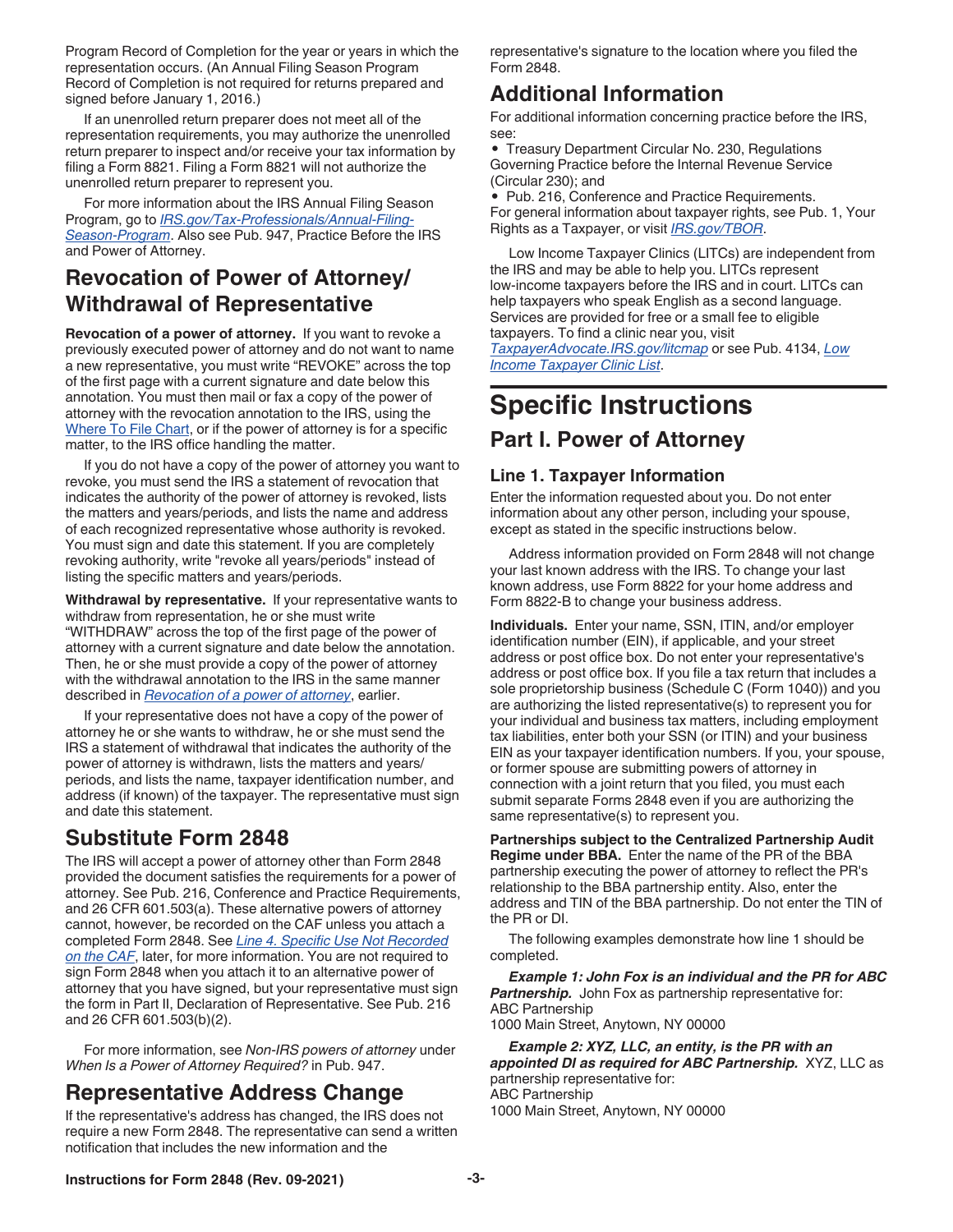Program Record of Completion for the year or years in which the representation occurs. (An Annual Filing Season Program Record of Completion is not required for returns prepared and signed before January 1, 2016.)

If an unenrolled return preparer does not meet all of the representation requirements, you may authorize the unenrolled return preparer to inspect and/or receive your tax information by filing a Form 8821. Filing a Form 8821 will not authorize the unenrolled return preparer to represent you.

For more information about the IRS Annual Filing Season Program, go to *IRS.gov/Tax-Professionals/Annual-Filing-Season-Program*. Also see Pub. 947, Practice Before the IRS and Power of Attorney.

## Revocation of Power of Attorney/ Withdrawal of Representative

**Revocation of a power of attorney.** If you want to revoke a previously executed power of attorney and do not want to name a new representative, you must write "REVOKE" across the top of the first page with a current signature and date below this annotation. You must then mail or fax a copy of the power of attorney with the revocation annotation to the IRS, using the Where To File Chart, or if the power of attorney is for a specific matter, to the IRS office handling the matter.

If you do not have a copy of the power of attorney you want to revoke, you must send the IRS a statement of revocation that indicates the authority of the power of attorney is revoked, lists the matters and years/periods, and lists the name and address of each recognized representative whose authority is revoked. You must sign and date this statement. If you are completely revoking authority, write "revoke all years/periods" instead of listing the specific matters and years/periods.

**Withdrawal by representative.** If your representative wants to withdraw from representation, he or she must write "WITHDRAW" across the top of the first page of the power of attorney with a current signature and date below the annotation. Then, he or she must provide a copy of the power of attorney with the withdrawal annotation to the IRS in the same manner described in *Revocation of a power of attorney*, earlier.

If your representative does not have a copy of the power of attorney he or she wants to withdraw, he or she must send the IRS a statement of withdrawal that indicates the authority of the power of attorney is withdrawn, lists the matters and years/periods, and lists the name, taxpayer identification number, and address (if known) of the taxpayer. The representative must sign and date this statement.

## Substitute Form 2848

The IRS will accept a power of attorney other than Form 2848 provided the document satisfies the requirements for a power of attorney. See Pub. 216, Conference and Practice Requirements, and 26 CFR 601.503(a). These alternative powers of attorney cannot, however, be recorded on the CAF unless you attach a completed Form 2848. See *Line 4. Specific Use Not Recorded on the CAF*, later, for more information. You are not required to sign Form 2848 when you attach it to an alternative power of attorney that you have signed, but your representative must sign the form in Part II, Declaration of Representative. See Pub. 216 and 26 CFR 601.503(b)(2).

For more information, see *Non-IRS powers of attorney* under *When Is a Power of Attorney Required?* in Pub. 947.

## Representative Address Change

If the representative's address has changed, the IRS does not require a new Form 2848. The representative can send a written notification that includes the new information and the representative's signature to the location where you filed the Form 2848.

## Additional Information

For additional information concerning practice before the IRS, see:

- Treasury Department Circular No. 230, Regulations Governing Practice before the Internal Revenue Service (Circular 230); and
- Pub. 216, Conference and Practice Requirements.

For general information about taxpayer rights, see Pub. 1, Your Rights as a Taxpayer, or visit *IRS.gov/TBOR*.

Low Income Taxpayer Clinics (LITCs) are independent from the IRS and may be able to help you. LITCs represent low-income taxpayers before the IRS and in court. LITCs can help taxpayers who speak English as a second language. Services are provided for free or a small fee to eligible taxpayers. To find a clinic near you, visit *TaxpayerAdvocate.IRS.gov/litcmap* or see Pub. 4134, *Low Income Taxpayer Clinic List*.

# Specific Instructions

## Part I. Power of Attorney

### Line 1. Taxpayer Information

Enter the information requested about you. Do not enter information about any other person, including your spouse, except as stated in the specific instructions below.

Address information provided on Form 2848 will not change your last known address with the IRS. To change your last known address, use Form 8822 for your home address and Form 8822-B to change your business address.

**Individuals.** Enter your name, SSN, ITIN, and/or employer identification number (EIN), if applicable, and your street address or post office box. Do not enter your representative's address or post office box. If you file a tax return that includes a sole proprietorship business (Schedule C (Form 1040)) and you are authorizing the listed representative(s) to represent you for your individual and business tax matters, including employment tax liabilities, enter both your SSN (or ITIN) and your business EIN as your taxpayer identification numbers. If you, your spouse, or former spouse are submitting powers of attorney in connection with a joint return that you filed, you must each submit separate Forms 2848 even if you are authorizing the same representative(s) to represent you.

**Partnerships subject to the Centralized Partnership Audit Regime under BBA.** Enter the name of the PR of the BBA partnership executing the power of attorney to reflect the PR's relationship to the BBA partnership entity. Also, enter the address and TIN of the BBA partnership. Do not enter the TIN of the PR or DI.

The following examples demonstrate how line 1 should be completed.

***Example 1: John Fox is an individual and the PR for ABC Partnership.*** John Fox as partnership representative for:
ABC Partnership
1000 Main Street, Anytown, NY 00000

***Example 2: XYZ, LLC, an entity, is the PR with an appointed DI as required for ABC Partnership.*** XYZ, LLC as partnership representative for:
ABC Partnership
1000 Main Street, Anytown, NY 00000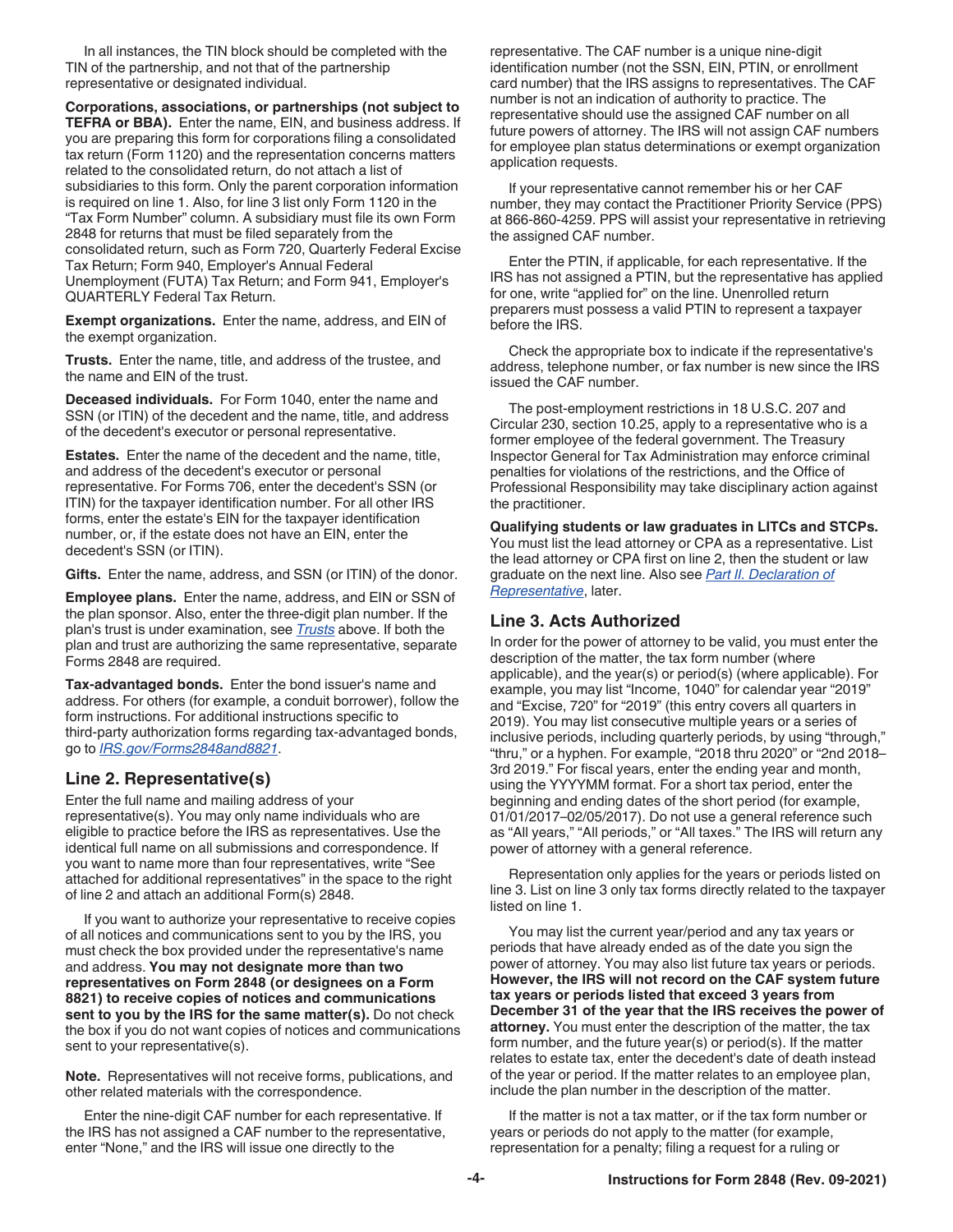In all instances, the TIN block should be completed with the TIN of the partnership, and not that of the partnership representative or designated individual.

**Corporations, associations, or partnerships (not subject to TEFRA or BBA).** Enter the name, EIN, and business address. If you are preparing this form for corporations filing a consolidated tax return (Form 1120) and the representation concerns matters related to the consolidated return, do not attach a list of subsidiaries to this form. Only the parent corporation information is required on line 1. Also, for line 3 list only Form 1120 in the "Tax Form Number" column. A subsidiary must file its own Form 2848 for returns that must be filed separately from the consolidated return, such as Form 720, Quarterly Federal Excise Tax Return; Form 940, Employer's Annual Federal Unemployment (FUTA) Tax Return; and Form 941, Employer's QUARTERLY Federal Tax Return.

**Exempt organizations.** Enter the name, address, and EIN of the exempt organization.

**Trusts.** Enter the name, title, and address of the trustee, and the name and EIN of the trust.

**Deceased individuals.** For Form 1040, enter the name and SSN (or ITIN) of the decedent and the name, title, and address of the decedent's executor or personal representative.

**Estates.** Enter the name of the decedent and the name, title, and address of the decedent's executor or personal representative. For Forms 706, enter the decedent's SSN (or ITIN) for the taxpayer identification number. For all other IRS forms, enter the estate's EIN for the taxpayer identification number, or, if the estate does not have an EIN, enter the decedent's SSN (or ITIN).

**Gifts.** Enter the name, address, and SSN (or ITIN) of the donor.

**Employee plans.** Enter the name, address, and EIN or SSN of the plan sponsor. Also, enter the three-digit plan number. If the plan's trust is under examination, see *Trusts* above. If both the plan and trust are authorizing the same representative, separate Forms 2848 are required.

**Tax-advantaged bonds.** Enter the bond issuer's name and address. For others (for example, a conduit borrower), follow the form instructions. For additional instructions specific to third-party authorization forms regarding tax-advantaged bonds, go to *IRS.gov/Forms2848and8821*.

## Line 2. Representative(s)

Enter the full name and mailing address of your representative(s). You may only name individuals who are eligible to practice before the IRS as representatives. Use the identical full name on all submissions and correspondence. If you want to name more than four representatives, write "See attached for additional representatives" in the space to the right of line 2 and attach an additional Form(s) 2848.

If you want to authorize your representative to receive copies of all notices and communications sent to you by the IRS, you must check the box provided under the representative's name and address. **You may not designate more than two representatives on Form 2848 (or designees on a Form 8821) to receive copies of notices and communications sent to you by the IRS for the same matter(s).** Do not check the box if you do not want copies of notices and communications sent to your representative(s).

**Note.** Representatives will not receive forms, publications, and other related materials with the correspondence.

Enter the nine-digit CAF number for each representative. If the IRS has not assigned a CAF number to the representative, enter "None," and the IRS will issue one directly to the representative. The CAF number is a unique nine-digit identification number (not the SSN, EIN, PTIN, or enrollment card number) that the IRS assigns to representatives. The CAF number is not an indication of authority to practice. The representative should use the assigned CAF number on all future powers of attorney. The IRS will not assign CAF numbers for employee plan status determinations or exempt organization application requests.

If your representative cannot remember his or her CAF number, they may contact the Practitioner Priority Service (PPS) at 866-860-4259. PPS will assist your representative in retrieving the assigned CAF number.

Enter the PTIN, if applicable, for each representative. If the IRS has not assigned a PTIN, but the representative has applied for one, write "applied for" on the line. Unenrolled return preparers must possess a valid PTIN to represent a taxpayer before the IRS.

Check the appropriate box to indicate if the representative's address, telephone number, or fax number is new since the IRS issued the CAF number.

The post-employment restrictions in 18 U.S.C. 207 and Circular 230, section 10.25, apply to a representative who is a former employee of the federal government. The Treasury Inspector General for Tax Administration may enforce criminal penalties for violations of the restrictions, and the Office of Professional Responsibility may take disciplinary action against the practitioner.

**Qualifying students or law graduates in LITCs and STCPs.** You must list the lead attorney or CPA as a representative. List the lead attorney or CPA first on line 2, then the student or law graduate on the next line. Also see *Part II. Declaration of Representative*, later.

## Line 3. Acts Authorized

In order for the power of attorney to be valid, you must enter the description of the matter, the tax form number (where applicable), and the year(s) or period(s) (where applicable). For example, you may list "Income, 1040" for calendar year "2019" and "Excise, 720" for "2019" (this entry covers all quarters in 2019). You may list consecutive multiple years or a series of inclusive periods, including quarterly periods, by using "through," "thru," or a hyphen. For example, "2018 thru 2020" or "2nd 2018–3rd 2019." For fiscal years, enter the ending year and month, using the YYYYMM format. For a short tax period, enter the beginning and ending dates of the short period (for example, 01/01/2017–02/05/2017). Do not use a general reference such as "All years," "All periods," or "All taxes." The IRS will return any power of attorney with a general reference.

Representation only applies for the years or periods listed on line 3. List on line 3 only tax forms directly related to the taxpayer listed on line 1.

You may list the current year/period and any tax years or periods that have already ended as of the date you sign the power of attorney. You may also list future tax years or periods. **However, the IRS will not record on the CAF system future tax years or periods listed that exceed 3 years from December 31 of the year that the IRS receives the power of attorney.** You must enter the description of the matter, the tax form number, and the future year(s) or period(s). If the matter relates to estate tax, enter the decedent's date of death instead of the year or period. If the matter relates to an employee plan, include the plan number in the description of the matter.

If the matter is not a tax matter, or if the tax form number or years or periods do not apply to the matter (for example, representation for a penalty; filing a request for a ruling or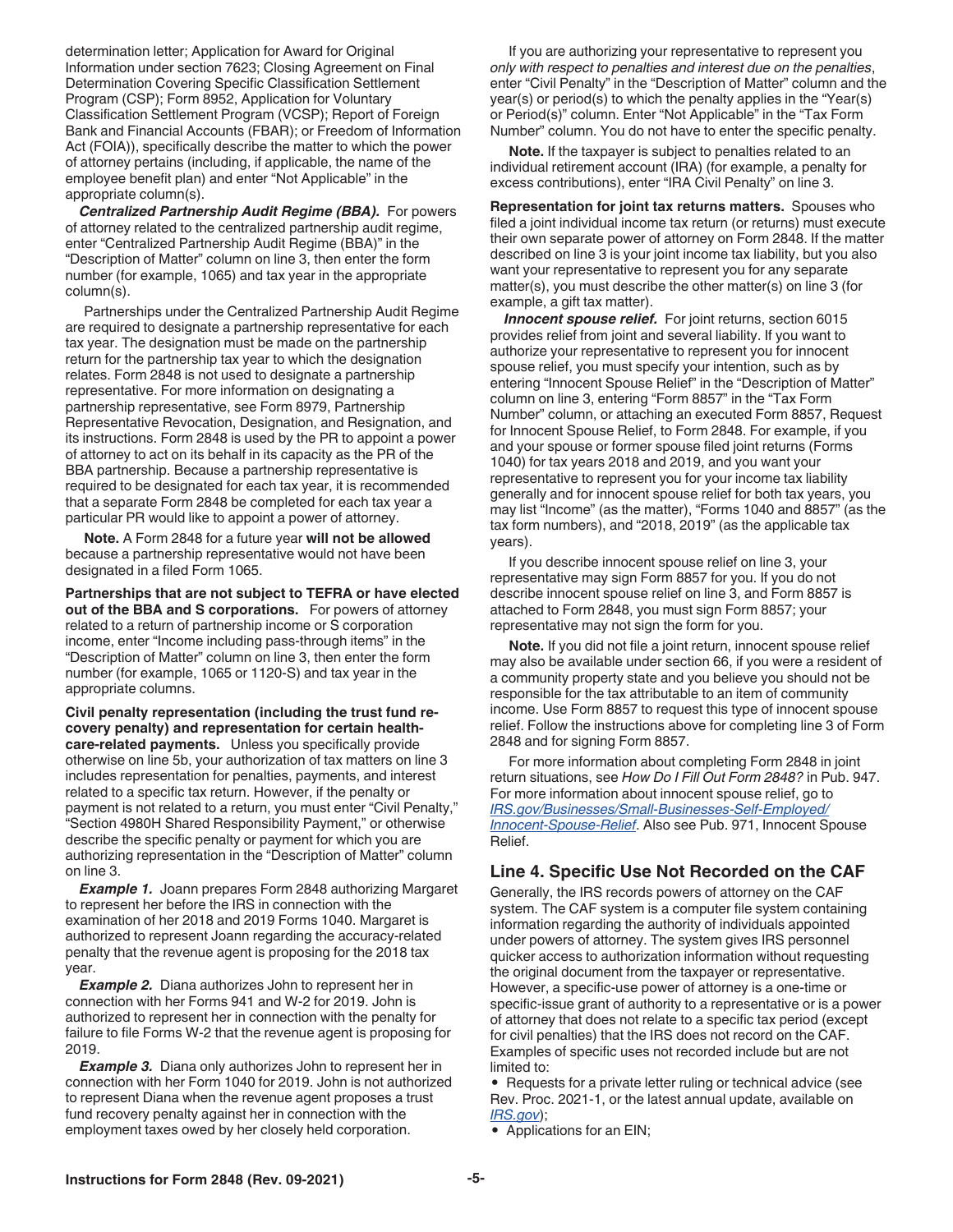determination letter; Application for Award for Original Information under section 7623; Closing Agreement on Final Determination Covering Specific Classification Settlement Program (CSP); Form 8952, Application for Voluntary Classification Settlement Program (VCSP); Report of Foreign Bank and Financial Accounts (FBAR); or Freedom of Information Act (FOIA)), specifically describe the matter to which the power of attorney pertains (including, if applicable, the name of the employee benefit plan) and enter "Not Applicable" in the appropriate column(s).

***Centralized Partnership Audit Regime (BBA).*** For powers of attorney related to the centralized partnership audit regime, enter "Centralized Partnership Audit Regime (BBA)" in the "Description of Matter" column on line 3, then enter the form number (for example, 1065) and tax year in the appropriate column(s).

Partnerships under the Centralized Partnership Audit Regime are required to designate a partnership representative for each tax year. The designation must be made on the partnership return for the partnership tax year to which the designation relates. Form 2848 is not used to designate a partnership representative. For more information on designating a partnership representative, see Form 8979, Partnership Representative Revocation, Designation, and Resignation, and its instructions. Form 2848 is used by the PR to appoint a power of attorney to act on its behalf in its capacity as the PR of the BBA partnership. Because a partnership representative is required to be designated for each tax year, it is recommended that a separate Form 2848 be completed for each tax year a particular PR would like to appoint a power of attorney.

**Note.** A Form 2848 for a future year **will not be allowed** because a partnership representative would not have been designated in a filed Form 1065.

**Partnerships that are not subject to TEFRA or have elected out of the BBA and S corporations.** For powers of attorney related to a return of partnership income or S corporation income, enter "Income including pass-through items" in the "Description of Matter" column on line 3, then enter the form number (for example, 1065 or 1120-S) and tax year in the appropriate columns.

**Civil penalty representation (including the trust fund recovery penalty) and representation for certain health-care-related payments.** Unless you specifically provide otherwise on line 5b, your authorization of tax matters on line 3 includes representation for penalties, payments, and interest related to a specific tax return. However, if the penalty or payment is not related to a return, you must enter "Civil Penalty," "Section 4980H Shared Responsibility Payment," or otherwise describe the specific penalty or payment for which you are authorizing representation in the "Description of Matter" column on line 3.

***Example 1.*** Joann prepares Form 2848 authorizing Margaret to represent her before the IRS in connection with the examination of her 2018 and 2019 Forms 1040. Margaret is authorized to represent Joann regarding the accuracy-related penalty that the revenue agent is proposing for the 2018 tax year.

***Example 2.*** Diana authorizes John to represent her in connection with her Forms 941 and W-2 for 2019. John is authorized to represent her in connection with the penalty for failure to file Forms W-2 that the revenue agent is proposing for 2019.

***Example 3.*** Diana only authorizes John to represent her in connection with her Form 1040 for 2019. John is not authorized to represent Diana when the revenue agent proposes a trust fund recovery penalty against her in connection with the employment taxes owed by her closely held corporation.

If you are authorizing your representative to represent you *only with respect to penalties and interest due on the penalties*, enter "Civil Penalty" in the "Description of Matter" column and the year(s) or period(s) to which the penalty applies in the "Year(s) or Period(s)" column. Enter "Not Applicable" in the "Tax Form Number" column. You do not have to enter the specific penalty.

**Note.** If the taxpayer is subject to penalties related to an individual retirement account (IRA) (for example, a penalty for excess contributions), enter "IRA Civil Penalty" on line 3.

**Representation for joint tax returns matters.** Spouses who filed a joint individual income tax return (or returns) must execute their own separate power of attorney on Form 2848. If the matter described on line 3 is your joint income tax liability, but you also want your representative to represent you for any separate matter(s), you must describe the other matter(s) on line 3 (for example, a gift tax matter).

***Innocent spouse relief.*** For joint returns, section 6015 provides relief from joint and several liability. If you want to authorize your representative to represent you for innocent spouse relief, you must specify your intention, such as by entering "Innocent Spouse Relief" in the "Description of Matter" column on line 3, entering "Form 8857" in the "Tax Form Number" column, or attaching an executed Form 8857, Request for Innocent Spouse Relief, to Form 2848. For example, if you and your spouse or former spouse filed joint returns (Forms 1040) for tax years 2018 and 2019, and you want your representative to represent you for your income tax liability generally and for innocent spouse relief for both tax years, you may list "Income" (as the matter), "Forms 1040 and 8857" (as the tax form numbers), and "2018, 2019" (as the applicable tax years).

If you describe innocent spouse relief on line 3, your representative may sign Form 8857 for you. If you do not describe innocent spouse relief on line 3, and Form 8857 is attached to Form 2848, you must sign Form 8857; your representative may not sign the form for you.

**Note.** If you did not file a joint return, innocent spouse relief may also be available under section 66, if you were a resident of a community property state and you believe you should not be responsible for the tax attributable to an item of community income. Use Form 8857 to request this type of innocent spouse relief. Follow the instructions above for completing line 3 of Form 2848 and for signing Form 8857.

For more information about completing Form 2848 in joint return situations, see *How Do I Fill Out Form 2848?* in Pub. 947. For more information about innocent spouse relief, go to *IRS.gov/Businesses/Small-Businesses-Self-Employed/Innocent-Spouse-Relief*. Also see Pub. 971, Innocent Spouse Relief.

## Line 4. Specific Use Not Recorded on the CAF

Generally, the IRS records powers of attorney on the CAF system. The CAF system is a computer file system containing information regarding the authority of individuals appointed under powers of attorney. The system gives IRS personnel quicker access to authorization information without requesting the original document from the taxpayer or representative. However, a specific-use power of attorney is a one-time or specific-issue grant of authority to a representative or is a power of attorney that does not relate to a specific tax period (except for civil penalties) that the IRS does not record on the CAF. Examples of specific uses not recorded include but are not limited to:

- Requests for a private letter ruling or technical advice (see Rev. Proc. 2021-1, or the latest annual update, available on *IRS.gov*);
- Applications for an EIN;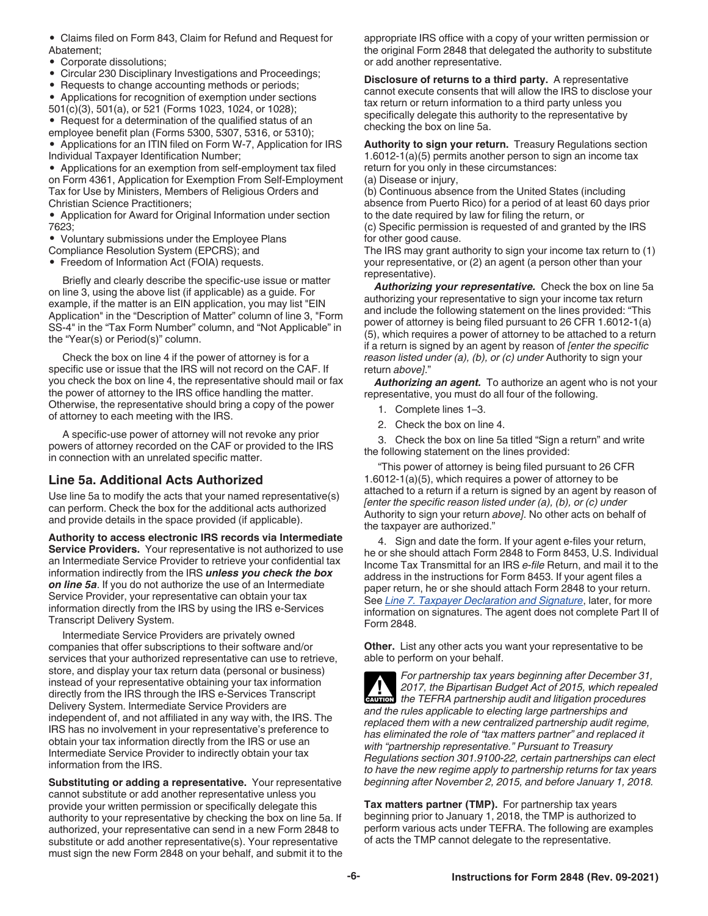- Claims filed on Form 843, Claim for Refund and Request for Abatement;
- Corporate dissolutions;
- Circular 230 Disciplinary Investigations and Proceedings;
- Requests to change accounting methods or periods;
- Applications for recognition of exemption under sections 501(c)(3), 501(a), or 521 (Forms 1023, 1024, or 1028);
- Request for a determination of the qualified status of an employee benefit plan (Forms 5300, 5307, 5316, or 5310);
- Applications for an ITIN filed on Form W-7, Application for IRS Individual Taxpayer Identification Number;
- Applications for an exemption from self-employment tax filed on Form 4361, Application for Exemption From Self-Employment Tax for Use by Ministers, Members of Religious Orders and Christian Science Practitioners;
- Application for Award for Original Information under section 7623;
- Voluntary submissions under the Employee Plans Compliance Resolution System (EPCRS); and
- Freedom of Information Act (FOIA) requests.

Briefly and clearly describe the specific-use issue or matter on line 3, using the above list (if applicable) as a guide. For example, if the matter is an EIN application, you may list "EIN Application" in the "Description of Matter" column of line 3, "Form SS-4" in the "Tax Form Number" column, and "Not Applicable" in the "Year(s) or Period(s)" column.

Check the box on line 4 if the power of attorney is for a specific use or issue that the IRS will not record on the CAF. If you check the box on line 4, the representative should mail or fax the power of attorney to the IRS office handling the matter. Otherwise, the representative should bring a copy of the power of attorney to each meeting with the IRS.

A specific-use power of attorney will not revoke any prior powers of attorney recorded on the CAF or provided to the IRS in connection with an unrelated specific matter.

## Line 5a. Additional Acts Authorized

Use line 5a to modify the acts that your named representative(s) can perform. Check the box for the additional acts authorized and provide details in the space provided (if applicable).

**Authority to access electronic IRS records via Intermediate Service Providers.** Your representative is not authorized to use an Intermediate Service Provider to retrieve your confidential tax information indirectly from the IRS ***unless you check the box on line 5a***. If you do not authorize the use of an Intermediate Service Provider, your representative can obtain your tax information directly from the IRS by using the IRS e-Services Transcript Delivery System.

Intermediate Service Providers are privately owned companies that offer subscriptions to their software and/or services that your authorized representative can use to retrieve, store, and display your tax return data (personal or business) instead of your representative obtaining your tax information directly from the IRS through the IRS e-Services Transcript Delivery System. Intermediate Service Providers are independent of, and not affiliated in any way with, the IRS. The IRS has no involvement in your representative's preference to obtain your tax information directly from the IRS or use an Intermediate Service Provider to indirectly obtain your tax information from the IRS.

**Substituting or adding a representative.** Your representative cannot substitute or add another representative unless you provide your written permission or specifically delegate this authority to your representative by checking the box on line 5a. If authorized, your representative can send in a new Form 2848 to substitute or add another representative(s). Your representative must sign the new Form 2848 on your behalf, and submit it to the appropriate IRS office with a copy of your written permission or the original Form 2848 that delegated the authority to substitute or add another representative.

**Disclosure of returns to a third party.** A representative cannot execute consents that will allow the IRS to disclose your tax return or return information to a third party unless you specifically delegate this authority to the representative by checking the box on line 5a.

**Authority to sign your return.** Treasury Regulations section 1.6012-1(a)(5) permits another person to sign an income tax return for you only in these circumstances:

(a) Disease or injury,

(b) Continuous absence from the United States (including absence from Puerto Rico) for a period of at least 60 days prior to the date required by law for filing the return, or

(c) Specific permission is requested of and granted by the IRS for other good cause.

The IRS may grant authority to sign your income tax return to (1) your representative, or (2) an agent (a person other than your representative).

***Authorizing your representative.*** Check the box on line 5a authorizing your representative to sign your income tax return and include the following statement on the lines provided: "This power of attorney is being filed pursuant to 26 CFR 1.6012-1(a)(5), which requires a power of attorney to be attached to a return if a return is signed by an agent by reason of *[enter the specific reason listed under (a), (b), or (c) under* Authority to sign your return *above]*."

***Authorizing an agent.*** To authorize an agent who is not your representative, you must do all four of the following.

1. Complete lines 1–3.
2. Check the box on line 4.
3. Check the box on line 5a titled "Sign a return" and write the following statement on the lines provided:

   "This power of attorney is being filed pursuant to 26 CFR 1.6012-1(a)(5), which requires a power of attorney to be attached to a return if a return is signed by an agent by reason of *[enter the specific reason listed under (a), (b), or (c) under* Authority to sign your return *above]*. No other acts on behalf of the taxpayer are authorized."
4. Sign and date the form. If your agent e-files your return, he or she should attach Form 2848 to Form 8453, U.S. Individual Income Tax Transmittal for an IRS *e-file* Return, and mail it to the address in the instructions for Form 8453. If your agent files a paper return, he or she should attach Form 2848 to your return. See *Line 7. Taxpayer Declaration and Signature*, later, for more information on signatures. The agent does not complete Part II of Form 2848.

**Other.** List any other acts you want your representative to be able to perform on your behalf.

**CAUTION:** *For partnership tax years beginning after December 31, 2017, the Bipartisan Budget Act of 2015, which repealed the TEFRA partnership audit and litigation procedures and the rules applicable to electing large partnerships and replaced them with a new centralized partnership audit regime, has eliminated the role of "tax matters partner" and replaced it with "partnership representative." Pursuant to Treasury Regulations section 301.9100-22, certain partnerships can elect to have the new regime apply to partnership returns for tax years beginning after November 2, 2015, and before January 1, 2018.*

**Tax matters partner (TMP).** For partnership tax years beginning prior to January 1, 2018, the TMP is authorized to perform various acts under TEFRA. The following are examples of acts the TMP cannot delegate to the representative.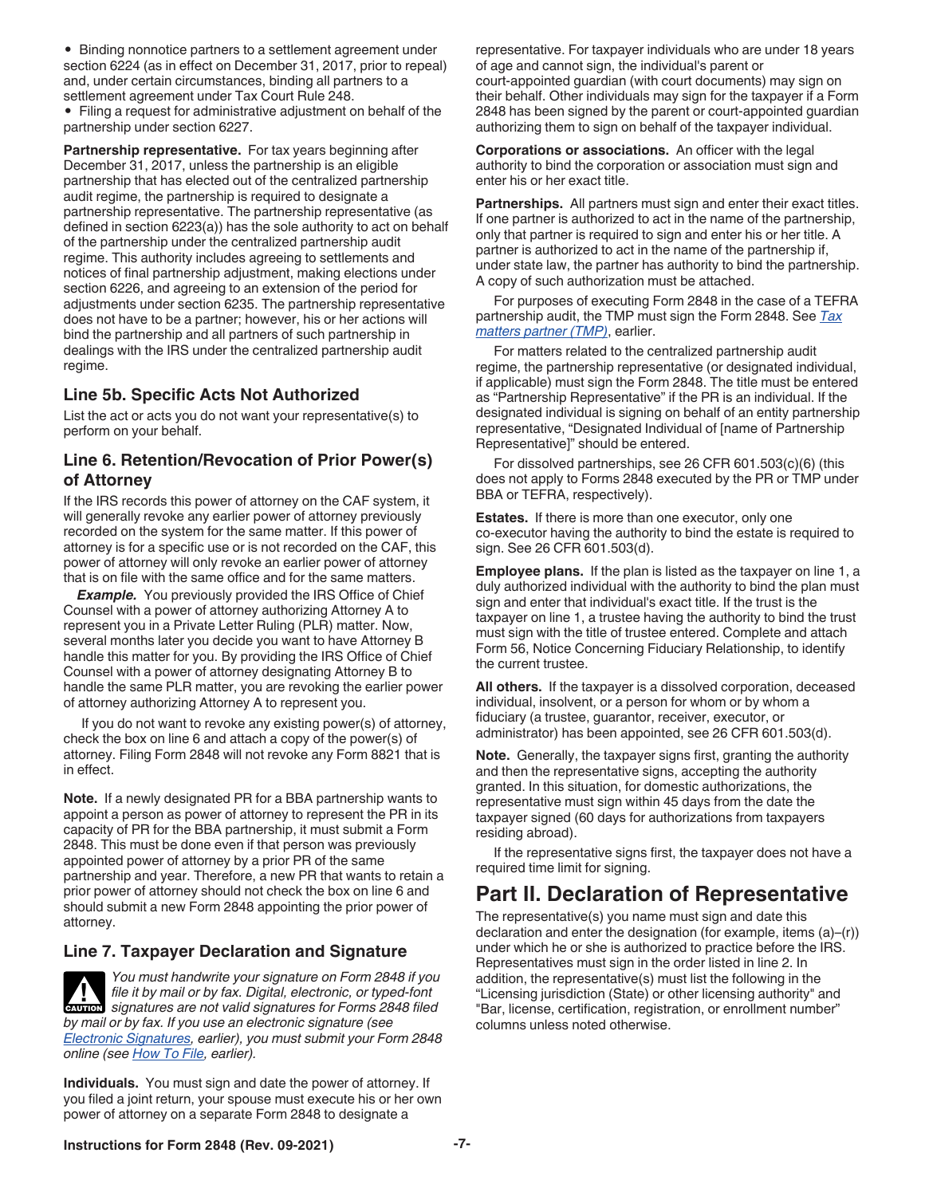- Binding nonnotice partners to a settlement agreement under section 6224 (as in effect on December 31, 2017, prior to repeal) and, under certain circumstances, binding all partners to a settlement agreement under Tax Court Rule 248.
- Filing a request for administrative adjustment on behalf of the partnership under section 6227.

**Partnership representative.** For tax years beginning after December 31, 2017, unless the partnership is an eligible partnership that has elected out of the centralized partnership audit regime, the partnership is required to designate a partnership representative. The partnership representative (as defined in section 6223(a)) has the sole authority to act on behalf of the partnership under the centralized partnership audit regime. This authority includes agreeing to settlements and notices of final partnership adjustment, making elections under section 6226, and agreeing to an extension of the period for adjustments under section 6235. The partnership representative does not have to be a partner; however, his or her actions will bind the partnership and all partners of such partnership in dealings with the IRS under the centralized partnership audit regime.

### Line 5b. Specific Acts Not Authorized

List the act or acts you do not want your representative(s) to perform on your behalf.

### Line 6. Retention/Revocation of Prior Power(s) of Attorney

If the IRS records this power of attorney on the CAF system, it will generally revoke any earlier power of attorney previously recorded on the system for the same matter. If this power of attorney is for a specific use or is not recorded on the CAF, this power of attorney will only revoke an earlier power of attorney that is on file with the same office and for the same matters.

***Example.*** You previously provided the IRS Office of Chief Counsel with a power of attorney authorizing Attorney A to represent you in a Private Letter Ruling (PLR) matter. Now, several months later you decide you want to have Attorney B handle this matter for you. By providing the IRS Office of Chief Counsel with a power of attorney designating Attorney B to handle the same PLR matter, you are revoking the earlier power of attorney authorizing Attorney A to represent you.

If you do not want to revoke any existing power(s) of attorney, check the box on line 6 and attach a copy of the power(s) of attorney. Filing Form 2848 will not revoke any Form 8821 that is in effect.

**Note.** If a newly designated PR for a BBA partnership wants to appoint a person as power of attorney to represent the PR in its capacity of PR for the BBA partnership, it must submit a Form 2848. This must be done even if that person was previously appointed power of attorney by a prior PR of the same partnership and year. Therefore, a new PR that wants to retain a prior power of attorney should not check the box on line 6 and should submit a new Form 2848 appointing the prior power of attorney.

### Line 7. Taxpayer Declaration and Signature

**CAUTION** *You must handwrite your signature on Form 2848 if you file it by mail or by fax. Digital, electronic, or typed-font signatures are not valid signatures for Forms 2848 filed by mail or by fax. If you use an electronic signature (see Electronic Signatures, earlier), you must submit your Form 2848 online (see How To File, earlier).*

**Individuals.** You must sign and date the power of attorney. If you filed a joint return, your spouse must execute his or her own power of attorney on a separate Form 2848 to designate a representative. For taxpayer individuals who are under 18 years of age and cannot sign, the individual's parent or court-appointed guardian (with court documents) may sign on their behalf. Other individuals may sign for the taxpayer if a Form 2848 has been signed by the parent or court-appointed guardian authorizing them to sign on behalf of the taxpayer individual.

**Corporations or associations.** An officer with the legal authority to bind the corporation or association must sign and enter his or her exact title.

**Partnerships.** All partners must sign and enter their exact titles. If one partner is authorized to act in the name of the partnership, only that partner is required to sign and enter his or her title. A partner is authorized to act in the name of the partnership if, under state law, the partner has authority to bind the partnership. A copy of such authorization must be attached.

For purposes of executing Form 2848 in the case of a TEFRA partnership audit, the TMP must sign the Form 2848. See Tax matters partner (TMP), earlier.

For matters related to the centralized partnership audit regime, the partnership representative (or designated individual, if applicable) must sign the Form 2848. The title must be entered as "Partnership Representative" if the PR is an individual. If the designated individual is signing on behalf of an entity partnership representative, "Designated Individual of [name of Partnership Representative]" should be entered.

For dissolved partnerships, see 26 CFR 601.503(c)(6) (this does not apply to Forms 2848 executed by the PR or TMP under BBA or TEFRA, respectively).

**Estates.** If there is more than one executor, only one co-executor having the authority to bind the estate is required to sign. See 26 CFR 601.503(d).

**Employee plans.** If the plan is listed as the taxpayer on line 1, a duly authorized individual with the authority to bind the plan must sign and enter that individual's exact title. If the trust is the taxpayer on line 1, a trustee having the authority to bind the trust must sign with the title of trustee entered. Complete and attach Form 56, Notice Concerning Fiduciary Relationship, to identify the current trustee.

**All others.** If the taxpayer is a dissolved corporation, deceased individual, insolvent, or a person for whom or by whom a fiduciary (a trustee, guarantor, receiver, executor, or administrator) has been appointed, see 26 CFR 601.503(d).

**Note.** Generally, the taxpayer signs first, granting the authority and then the representative signs, accepting the authority granted. In this situation, for domestic authorizations, the representative must sign within 45 days from the date the taxpayer signed (60 days for authorizations from taxpayers residing abroad).

If the representative signs first, the taxpayer does not have a required time limit for signing.

## Part II. Declaration of Representative

The representative(s) you name must sign and date this declaration and enter the designation (for example, items (a)–(r)) under which he or she is authorized to practice before the IRS. Representatives must sign in the order listed in line 2. In addition, the representative(s) must list the following in the "Licensing jurisdiction (State) or other licensing authority" and "Bar, license, certification, registration, or enrollment number" columns unless noted otherwise.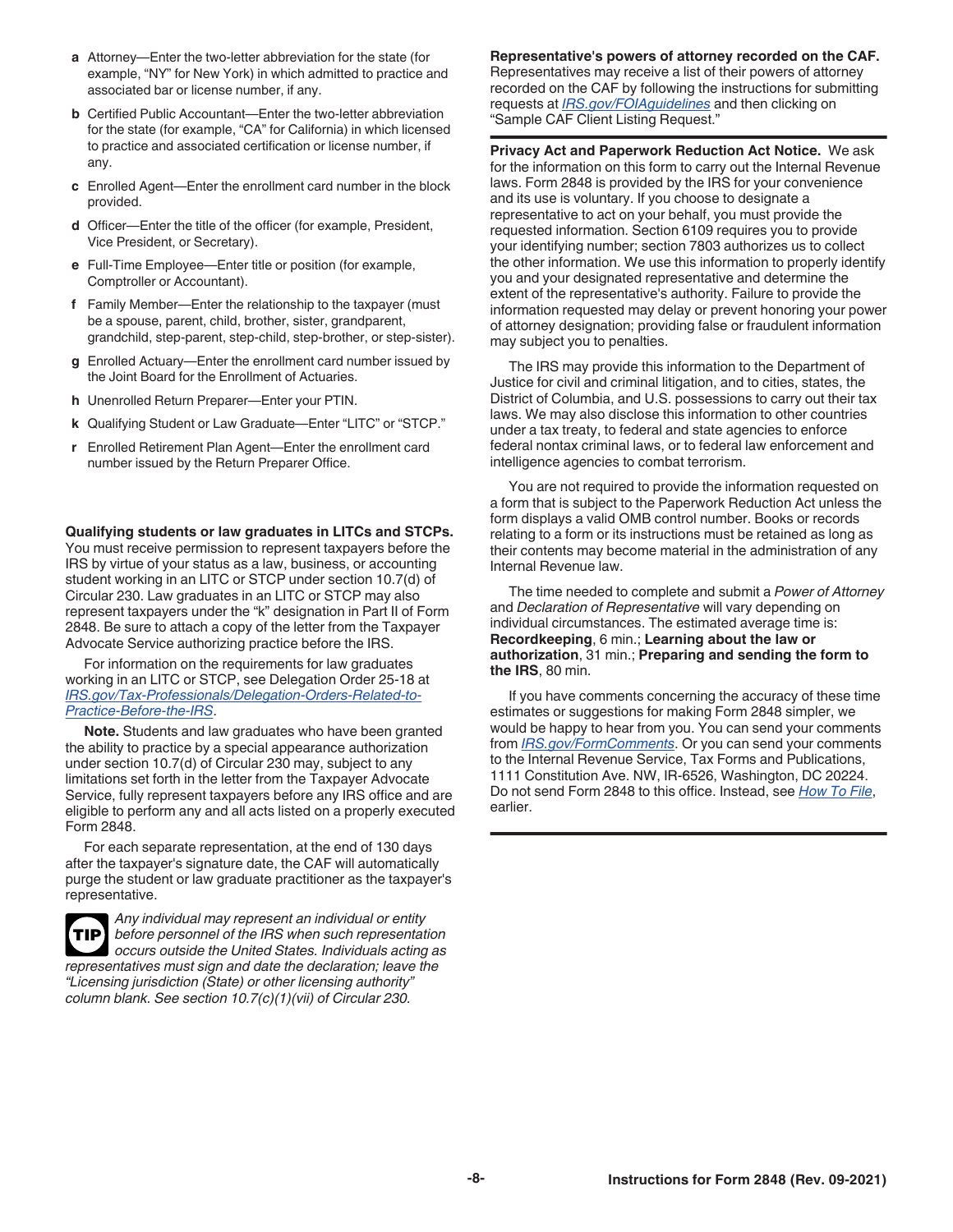**a** Attorney—Enter the two-letter abbreviation for the state (for example, "NY" for New York) in which admitted to practice and associated bar or license number, if any.

**b** Certified Public Accountant—Enter the two-letter abbreviation for the state (for example, "CA" for California) in which licensed to practice and associated certification or license number, if any.

**c** Enrolled Agent—Enter the enrollment card number in the block provided.

**d** Officer—Enter the title of the officer (for example, President, Vice President, or Secretary).

**e** Full-Time Employee—Enter title or position (for example, Comptroller or Accountant).

**f** Family Member—Enter the relationship to the taxpayer (must be a spouse, parent, child, brother, sister, grandparent, grandchild, step-parent, step-child, step-brother, or step-sister).

**g** Enrolled Actuary—Enter the enrollment card number issued by the Joint Board for the Enrollment of Actuaries.

**h** Unenrolled Return Preparer—Enter your PTIN.

**k** Qualifying Student or Law Graduate—Enter "LITC" or "STCP."

**r** Enrolled Retirement Plan Agent—Enter the enrollment card number issued by the Return Preparer Office.

**Qualifying students or law graduates in LITCs and STCPs.** You must receive permission to represent taxpayers before the IRS by virtue of your status as a law, business, or accounting student working in an LITC or STCP under section 10.7(d) of Circular 230. Law graduates in an LITC or STCP may also represent taxpayers under the "k" designation in Part II of Form 2848. Be sure to attach a copy of the letter from the Taxpayer Advocate Service authorizing practice before the IRS.

For information on the requirements for law graduates working in an LITC or STCP, see Delegation Order 25-18 at *IRS.gov/Tax-Professionals/Delegation-Orders-Related-to-Practice-Before-the-IRS*.

**Note.** Students and law graduates who have been granted the ability to practice by a special appearance authorization under section 10.7(d) of Circular 230 may, subject to any limitations set forth in the letter from the Taxpayer Advocate Service, fully represent taxpayers before any IRS office and are eligible to perform any and all acts listed on a properly executed Form 2848.

For each separate representation, at the end of 130 days after the taxpayer's signature date, the CAF will automatically purge the student or law graduate practitioner as the taxpayer's representative.

**TIP** *Any individual may represent an individual or entity before personnel of the IRS when such representation occurs outside the United States. Individuals acting as representatives must sign and date the declaration; leave the "Licensing jurisdiction (State) or other licensing authority" column blank. See section 10.7(c)(1)(vii) of Circular 230.*

**Representative's powers of attorney recorded on the CAF.** Representatives may receive a list of their powers of attorney recorded on the CAF by following the instructions for submitting requests at *IRS.gov/FOIAguidelines* and then clicking on "Sample CAF Client Listing Request."

**Privacy Act and Paperwork Reduction Act Notice.** We ask for the information on this form to carry out the Internal Revenue laws. Form 2848 is provided by the IRS for your convenience and its use is voluntary. If you choose to designate a representative to act on your behalf, you must provide the requested information. Section 6109 requires you to provide your identifying number; section 7803 authorizes us to collect the other information. We use this information to properly identify you and your designated representative and determine the extent of the representative's authority. Failure to provide the information requested may delay or prevent honoring your power of attorney designation; providing false or fraudulent information may subject you to penalties.

The IRS may provide this information to the Department of Justice for civil and criminal litigation, and to cities, states, the District of Columbia, and U.S. possessions to carry out their tax laws. We may also disclose this information to other countries under a tax treaty, to federal and state agencies to enforce federal nontax criminal laws, or to federal law enforcement and intelligence agencies to combat terrorism.

You are not required to provide the information requested on a form that is subject to the Paperwork Reduction Act unless the form displays a valid OMB control number. Books or records relating to a form or its instructions must be retained as long as their contents may become material in the administration of any Internal Revenue law.

The time needed to complete and submit a *Power of Attorney* and *Declaration of Representative* will vary depending on individual circumstances. The estimated average time is: **Recordkeeping**, 6 min.; **Learning about the law or authorization**, 31 min.; **Preparing and sending the form to the IRS**, 80 min.

If you have comments concerning the accuracy of these time estimates or suggestions for making Form 2848 simpler, we would be happy to hear from you. You can send your comments from *IRS.gov/FormComments*. Or you can send your comments to the Internal Revenue Service, Tax Forms and Publications, 1111 Constitution Ave. NW, IR-6526, Washington, DC 20224. Do not send Form 2848 to this office. Instead, see *How To File*, earlier.